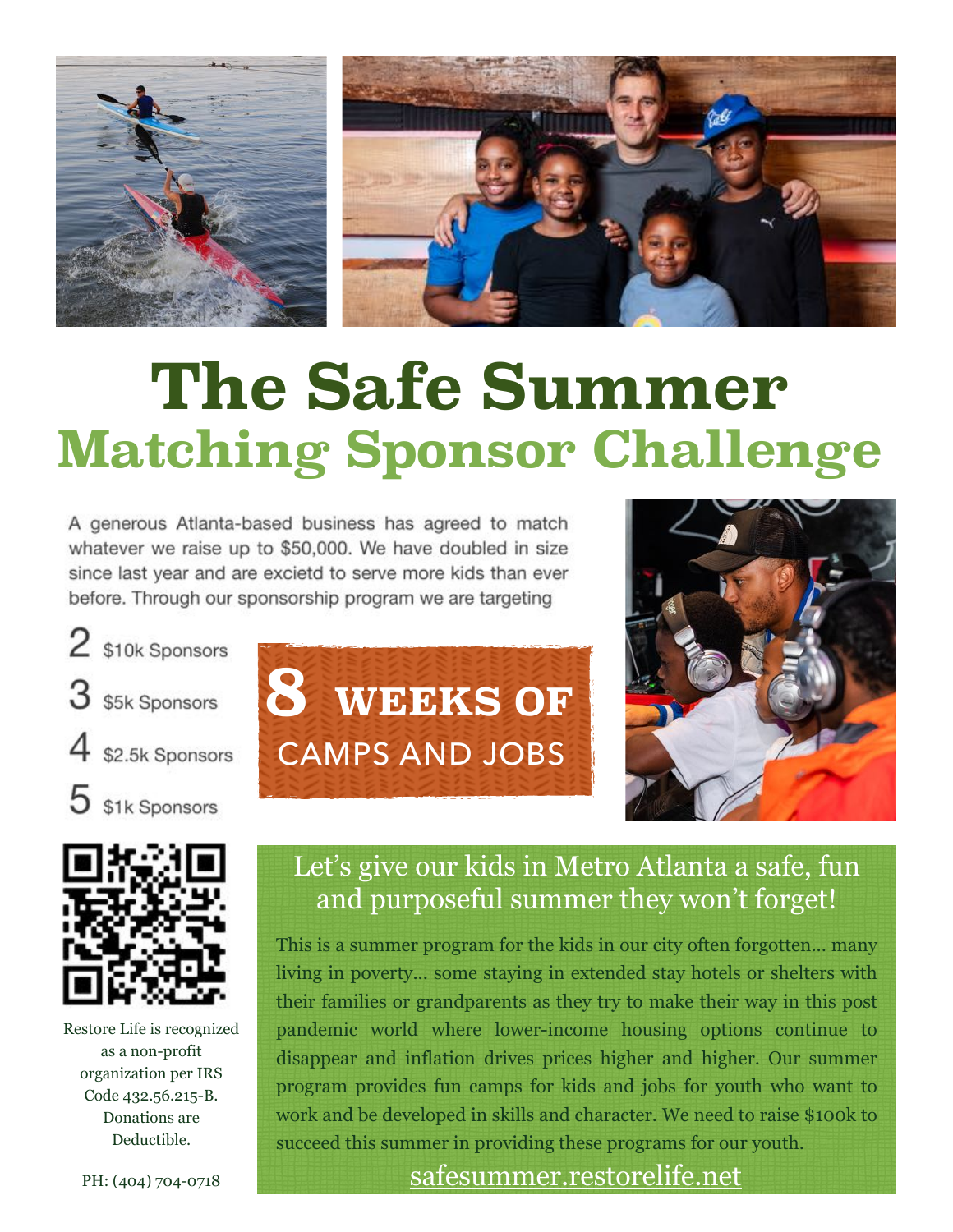# The Safe Summer

## Matching Sponsor Challenge

A generous Atlanta-based business has agreed to match whatever we raise up to $50,000. We have doubled in size since last year and are excietd to serve more kids than ever before. Through our sponsorship program we are targeting

- 2 $10k Sponsors
- 3 $5k Sponsors
- 4 $2.5k Sponsors
- 5 $1k Sponsors

**8 WEEKS OF**
CAMPS AND JOBS

Restore Life is recognized as a non-profit organization per IRS Code 432.56.215-B. Donations are Deductible.

PH: (404) 704-0718

### Let's give our kids in Metro Atlanta a safe, fun and purposeful summer they won't forget!

This is a summer program for the kids in our city often forgotten... many living in poverty... some staying in extended stay hotels or shelters with their families or grandparents as they try to make their way in this post pandemic world where lower-income housing options continue to disappear and inflation drives prices higher and higher. Our summer program provides fun camps for kids and jobs for youth who want to work and be developed in skills and character. We need to raise $100k to succeed this summer in providing these programs for our youth.

safesummer.restorelife.net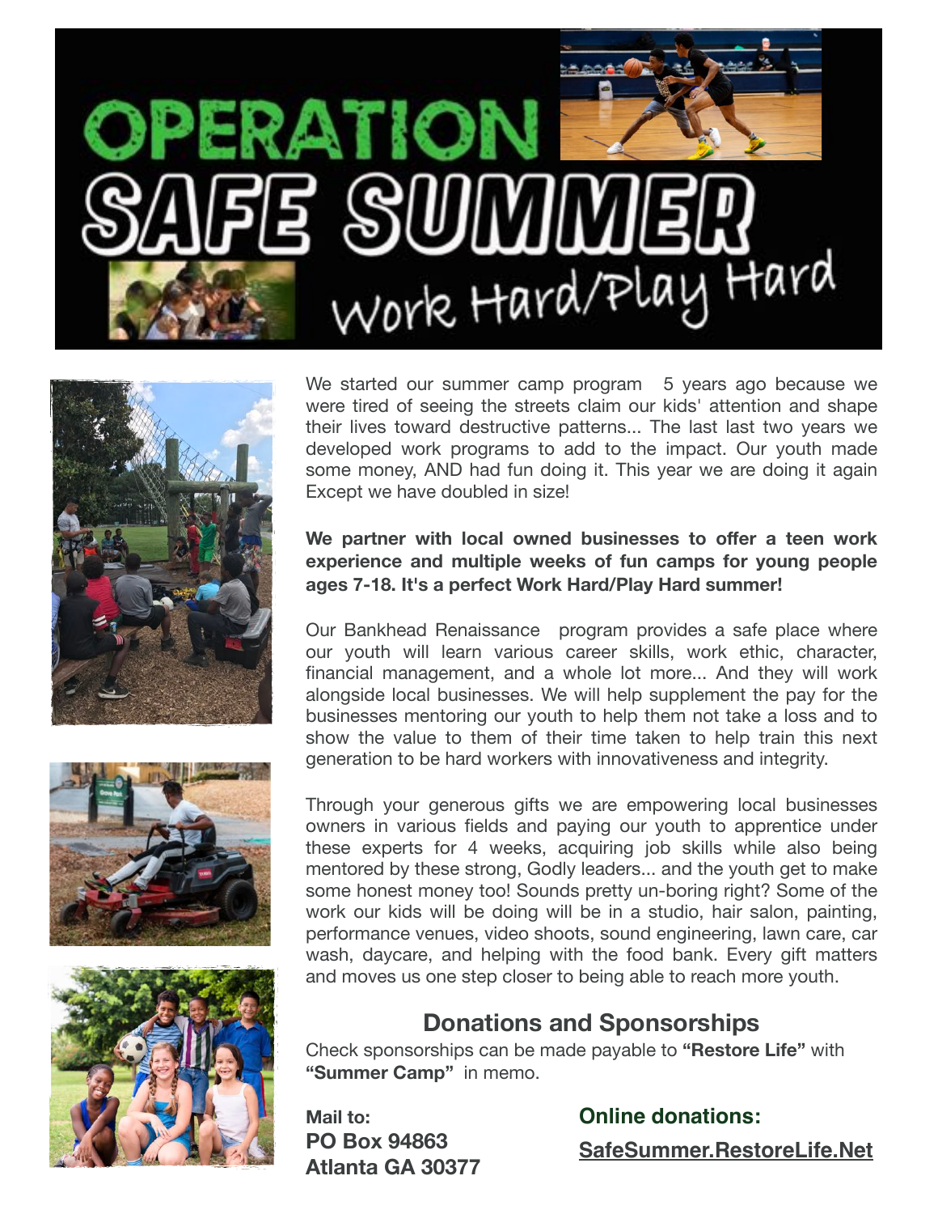# OPERATION SAFE SUMMER

Work Hard/Play Hard

We started our summer camp program 5 years ago because we were tired of seeing the streets claim our kids' attention and shape their lives toward destructive patterns... The last last two years we developed work programs to add to the impact. Our youth made some money, AND had fun doing it. This year we are doing it again Except we have doubled in size!

**We partner with local owned businesses to offer a teen work experience and multiple weeks of fun camps for young people ages 7-18. It's a perfect Work Hard/Play Hard summer!**

Our Bankhead Renaissance program provides a safe place where our youth will learn various career skills, work ethic, character, financial management, and a whole lot more... And they will work alongside local businesses. We will help supplement the pay for the businesses mentoring our youth to help them not take a loss and to show the value to them of their time taken to help train this next generation to be hard workers with innovativeness and integrity.

Through your generous gifts we are empowering local businesses owners in various fields and paying our youth to apprentice under these experts for 4 weeks, acquiring job skills while also being mentored by these strong, Godly leaders... and the youth get to make some honest money too! Sounds pretty un-boring right? Some of the work our kids will be doing will be in a studio, hair salon, painting, performance venues, video shoots, sound engineering, lawn care, car wash, daycare, and helping with the food bank. Every gift matters and moves us one step closer to being able to reach more youth.

## Donations and Sponsorships

Check sponsorships can be made payable to **"Restore Life"** with **"Summer Camp"** in memo.

**Mail to:**
**PO Box 94863**
**Atlanta GA 30377**

**Online donations:**
**SafeSummer.RestoreLife.Net**